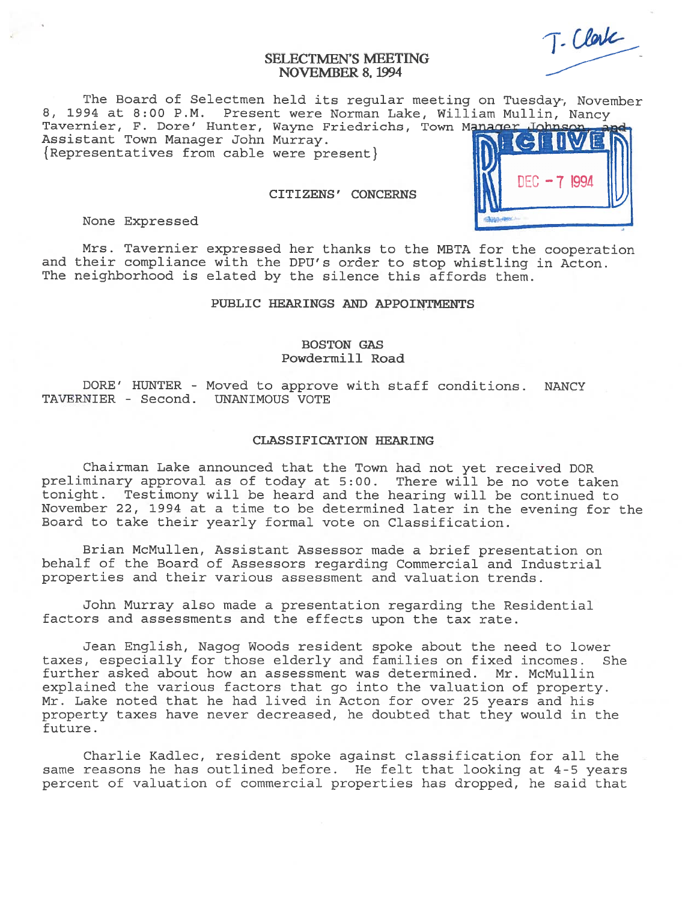# SELECTMEN'S MEETING
## NOVEMBER 8, 1994

The Board of Selectmen held its regular meeting on Tuesday, November 8, 1994 at 8:00 P.M. Present were Norman Lake, William Mullin, Nancy Tavernier, F. Dore' Hunter, Wayne Friedrichs, Town Manager Johnson and Assistant Town Manager John Murray.
{Representatives from cable were present}

### CITIZENS' CONCERNS

None Expressed

Mrs. Tavernier expressed her thanks to the MBTA for the cooperation and their compliance with the DPU's order to stop whistling in Acton. The neighborhood is elated by the silence this affords them.

### PUBLIC HEARINGS AND APPOINTMENTS

#### BOSTON GAS
#### Powdermill Road

DORE' HUNTER - Moved to approve with staff conditions. NANCY TAVERNIER - Second. UNANIMOUS VOTE

### CLASSIFICATION HEARING

Chairman Lake announced that the Town had not yet received DOR preliminary approval as of today at 5:00. There will be no vote taken tonight. Testimony will be heard and the hearing will be continued to November 22, 1994 at a time to be determined later in the evening for the Board to take their yearly formal vote on Classification.

Brian McMullen, Assistant Assessor made a brief presentation on behalf of the Board of Assessors regarding Commercial and Industrial properties and their various assessment and valuation trends.

John Murray also made a presentation regarding the Residential factors and assessments and the effects upon the tax rate.

Jean English, Nagog Woods resident spoke about the need to lower taxes, especially for those elderly and families on fixed incomes. She further asked about how an assessment was determined. Mr. McMullin explained the various factors that go into the valuation of property. Mr. Lake noted that he had lived in Acton for over 25 years and his property taxes have never decreased, he doubted that they would in the future.

Charlie Kadlec, resident spoke against classification for all the same reasons he has outlined before. He felt that looking at 4-5 years percent of valuation of commercial properties has dropped, he said that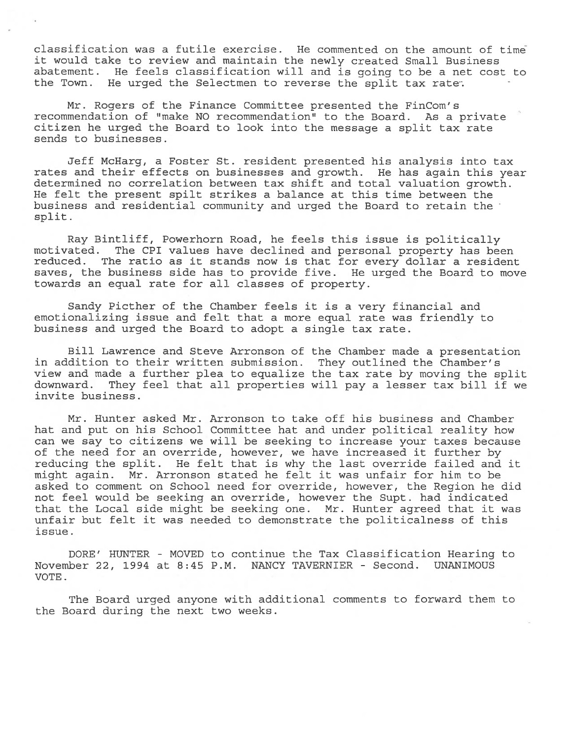classification was a futile exercise. He commented on the amount of time it would take to review and maintain the newly created Small Business abatement. He feels classification will and is going to be a net cost to the Town. He urged the Selectmen to reverse the split tax rate.

Mr. Rogers of the Finance Committee presented the FinCom's recommendation of "make NO recommendation" to the Board. As a private citizen he urged the Board to look into the message a split tax rate sends to businesses.

Jeff McHarg, a Foster St. resident presented his analysis into tax rates and their effects on businesses and growth. He has again this year determined no correlation between tax shift and total valuation growth. He felt the present spilt strikes a balance at this time between the business and residential community and urged the Board to retain the split.

Ray Bintliff, Powerhorn Road, he feels this issue is politically motivated. The CPI values have declined and personal property has been reduced. The ratio as it stands now is that for every dollar a resident saves, the business side has to provide five. He urged the Board to move towards an equal rate for all classes of property.

Sandy Picther of the Chamber feels it is a very financial and emotionalizing issue and felt that a more equal rate was friendly to business and urged the Board to adopt a single tax rate.

Bill Lawrence and Steve Arronson of the Chamber made a presentation in addition to their written submission. They outlined the Chamber's view and made a further plea to equalize the tax rate by moving the split downward. They feel that all properties will pay a lesser tax bill if we invite business.

Mr. Hunter asked Mr. Arronson to take off his business and Chamber hat and put on his School Committee hat and under political reality how can we say to citizens we will be seeking to increase your taxes because of the need for an override, however, we have increased it further by reducing the split. He felt that is why the last override failed and it might again. Mr. Arronson stated he felt it was unfair for him to be asked to comment on School need for override, however, the Region he did not feel would be seeking an override, however the Supt. had indicated that the Local side might be seeking one. Mr. Hunter agreed that it was unfair but felt it was needed to demonstrate the politicalness of this issue.

DORE' HUNTER - MOVED to continue the Tax Classification Hearing to November 22, 1994 at 8:45 P.M. NANCY TAVERNIER - Second. UNANIMOUS VOTE.

The Board urged anyone with additional comments to forward them to the Board during the next two weeks.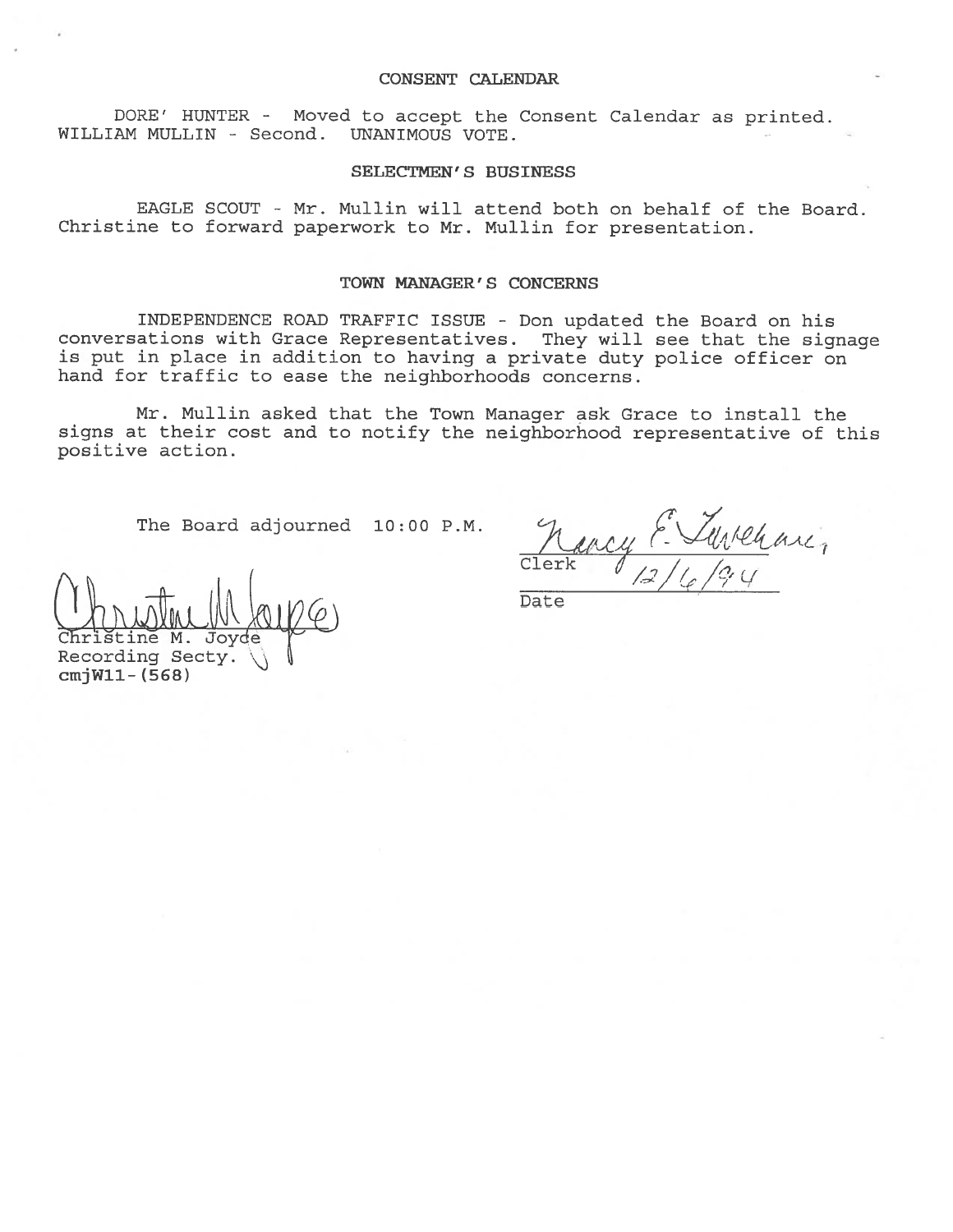## CONSENT CALENDAR

DORE' HUNTER - Moved to accept the Consent Calendar as printed. WILLIAM MULLIN - Second. UNANIMOUS VOTE.

## SELECTMEN'S BUSINESS

EAGLE SCOUT - Mr. Mullin will attend both on behalf of the Board. Christine to forward paperwork to Mr. Mullin for presentation.

## TOWN MANAGER'S CONCERNS

INDEPENDENCE ROAD TRAFFIC ISSUE - Don updated the Board on his conversations with Grace Representatives. They will see that the signage is put in place in addition to having a private duty police officer on hand for traffic to ease the neighborhoods concerns.

Mr. Mullin asked that the Town Manager ask Grace to install the signs at their cost and to notify the neighborhood representative of this positive action.

The Board adjourned 10:00 P.M.

Nancy E. Tavernier, Clerk

12/6/94
Date

Christine M. Joyce
Recording Secty.
cmjW11-(568)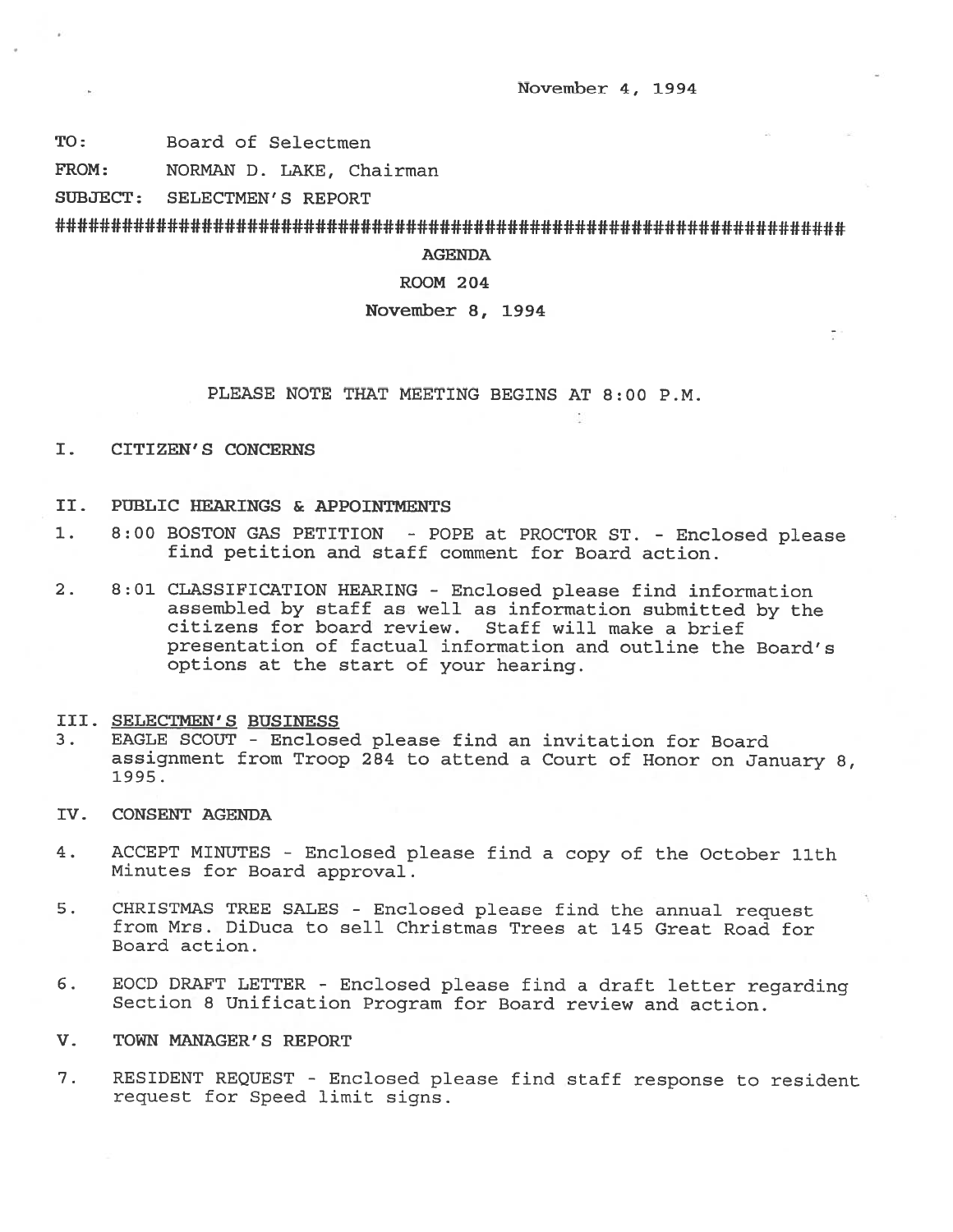November 4, 1994

**TO:** Board of Selectmen

**FROM:** NORMAN D. LAKE, Chairman

**SUBJECT:** SELECTMEN'S REPORT

###########################################################################

**AGENDA**

**ROOM 204**

**November 8, 1994**

PLEASE NOTE THAT MEETING BEGINS AT 8:00 P.M.

## I. CITIZEN'S CONCERNS

## II. PUBLIC HEARINGS & APPOINTMENTS

1. 8:00 BOSTON GAS PETITION - POPE at PROCTOR ST. - Enclosed please find petition and staff comment for Board action.

2. 8:01 CLASSIFICATION HEARING - Enclosed please find information assembled by staff as well as information submitted by the citizens for board review. Staff will make a brief presentation of factual information and outline the Board's options at the start of your hearing.

## III. SELECTMEN'S BUSINESS

3. EAGLE SCOUT - Enclosed please find an invitation for Board assignment from Troop 284 to attend a Court of Honor on January 8, 1995.

## IV. CONSENT AGENDA

4. ACCEPT MINUTES - Enclosed please find a copy of the October 11th Minutes for Board approval.

5. CHRISTMAS TREE SALES - Enclosed please find the annual request from Mrs. DiDuca to sell Christmas Trees at 145 Great Road for Board action.

6. EOCD DRAFT LETTER - Enclosed please find a draft letter regarding Section 8 Unification Program for Board review and action.

## V. TOWN MANAGER'S REPORT

7. RESIDENT REQUEST - Enclosed please find staff response to resident request for Speed limit signs.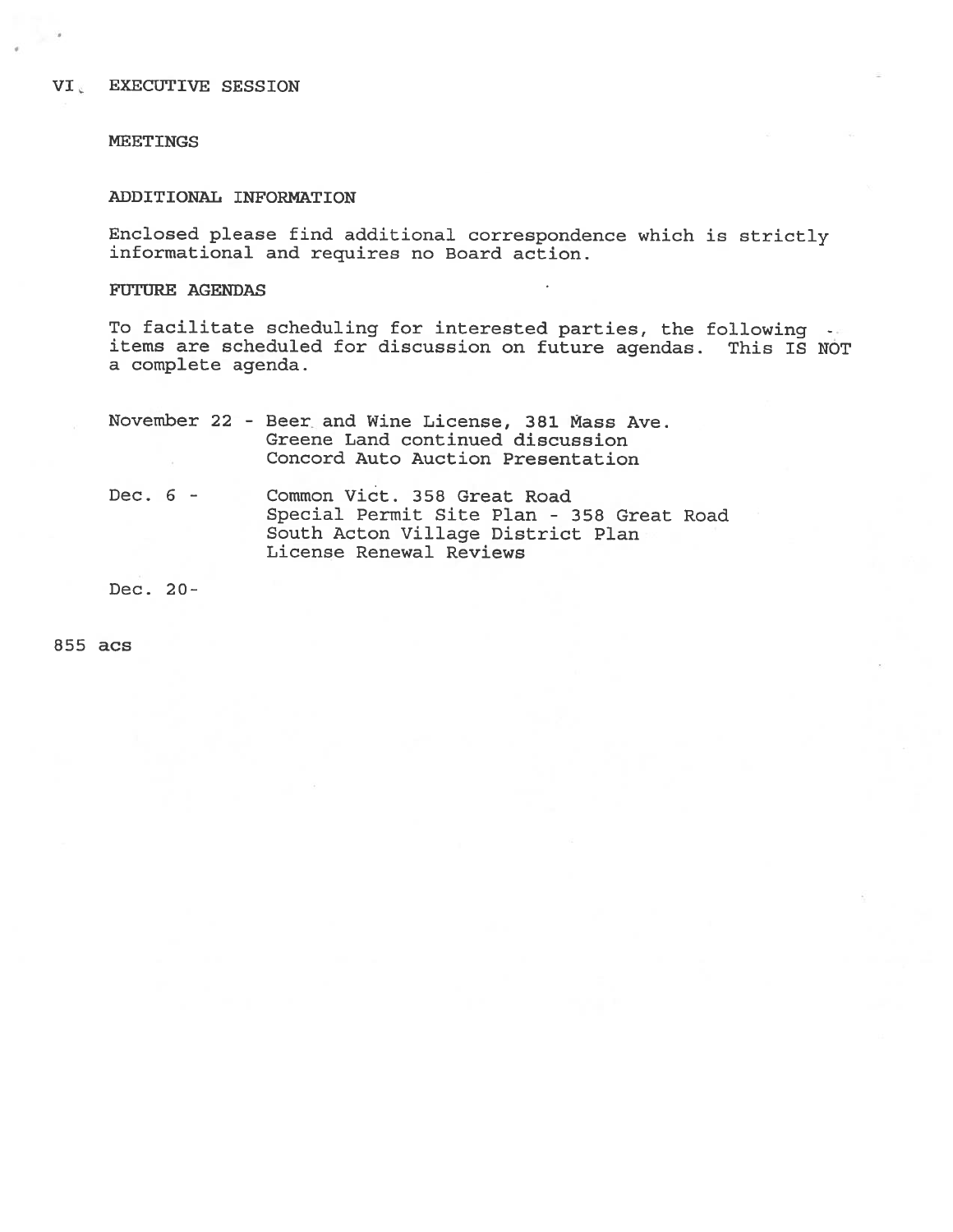## VI. EXECUTIVE SESSION

### MEETINGS

### ADDITIONAL INFORMATION

Enclosed please find additional correspondence which is strictly informational and requires no Board action.

### FUTURE AGENDAS

To facilitate scheduling for interested parties, the following items are scheduled for discussion on future agendas. This IS NOT a complete agenda.

November 22 - Beer and Wine License, 381 Mass Ave.
Greene Land continued discussion
Concord Auto Auction Presentation

Dec. 6 - Common Vict. 358 Great Road
Special Permit Site Plan - 358 Great Road
South Acton Village District Plan
License Renewal Reviews

Dec. 20-

855 acs